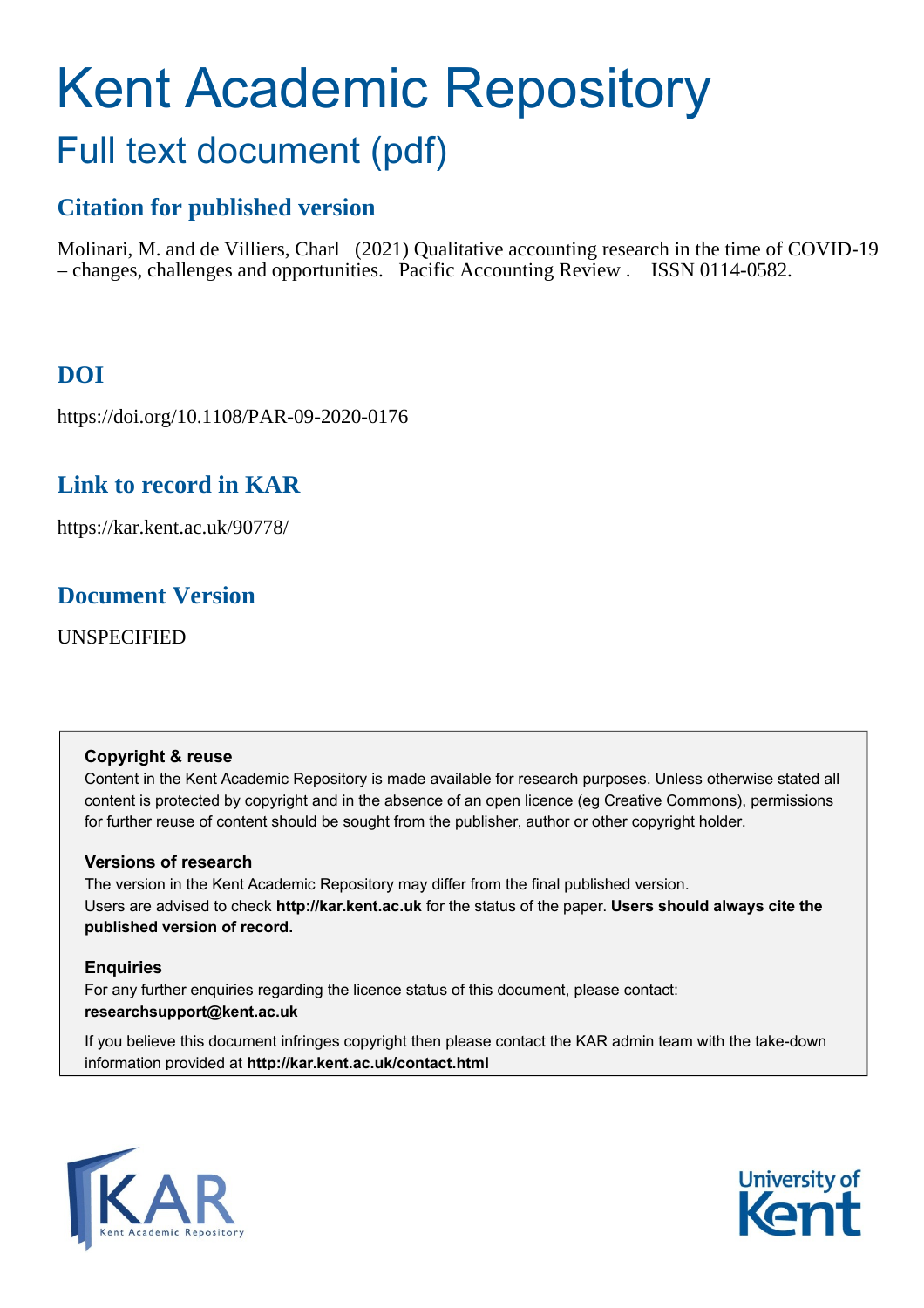# Kent Academic Repository

## Full text document (pdf)

### Citation for published version

Molinari, M. and de Villiers, Charl (2021) Qualitative accounting research in the time of COVID-19 – changes, challenges and opportunities. Pacific Accounting Review . ISSN 0114-0582.

### DOI

https://doi.org/10.1108/PAR-09-2020-0176

### Link to record in KAR

https://kar.kent.ac.uk/90778/

### Document Version

UNSPECIFIED

**Copyright & reuse**

Content in the Kent Academic Repository is made available for research purposes. Unless otherwise stated all content is protected by copyright and in the absence of an open licence (eg Creative Commons), permissions for further reuse of content should be sought from the publisher, author or other copyright holder.

**Versions of research**

The version in the Kent Academic Repository may differ from the final published version.
Users are advised to check **http://kar.kent.ac.uk** for the status of the paper. **Users should always cite the published version of record.**

**Enquiries**

For any further enquiries regarding the licence status of this document, please contact:
**researchsupport@kent.ac.uk**

If you believe this document infringes copyright then please contact the KAR admin team with the take-down information provided at **http://kar.kent.ac.uk/contact.html**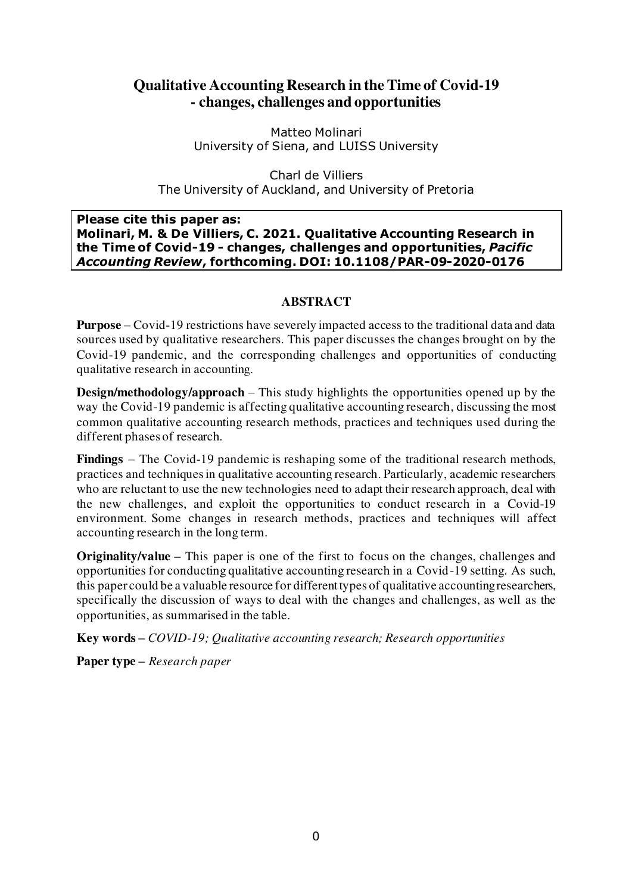# Qualitative Accounting Research in the Time of Covid-19 - changes, challenges and opportunities

Matteo Molinari
University of Siena, and LUISS University

Charl de Villiers
The University of Auckland, and University of Pretoria

**Please cite this paper as:**
**Molinari, M. & De Villiers, C. 2021. Qualitative Accounting Research in the Time of Covid-19 - changes, challenges and opportunities, *Pacific Accounting Review*, forthcoming. DOI: 10.1108/PAR-09-2020-0176**

## ABSTRACT

**Purpose** – Covid-19 restrictions have severely impacted access to the traditional data and data sources used by qualitative researchers. This paper discusses the changes brought on by the Covid-19 pandemic, and the corresponding challenges and opportunities of conducting qualitative research in accounting.

**Design/methodology/approach** – This study highlights the opportunities opened up by the way the Covid-19 pandemic is affecting qualitative accounting research, discussing the most common qualitative accounting research methods, practices and techniques used during the different phases of research.

**Findings** – The Covid-19 pandemic is reshaping some of the traditional research methods, practices and techniques in qualitative accounting research. Particularly, academic researchers who are reluctant to use the new technologies need to adapt their research approach, deal with the new challenges, and exploit the opportunities to conduct research in a Covid-19 environment. Some changes in research methods, practices and techniques will affect accounting research in the long term.

**Originality/value –** This paper is one of the first to focus on the changes, challenges and opportunities for conducting qualitative accounting research in a Covid-19 setting. As such, this paper could be a valuable resource for different types of qualitative accounting researchers, specifically the discussion of ways to deal with the changes and challenges, as well as the opportunities, as summarised in the table.

**Key words –** *COVID-19; Qualitative accounting research; Research opportunities*

**Paper type –** *Research paper*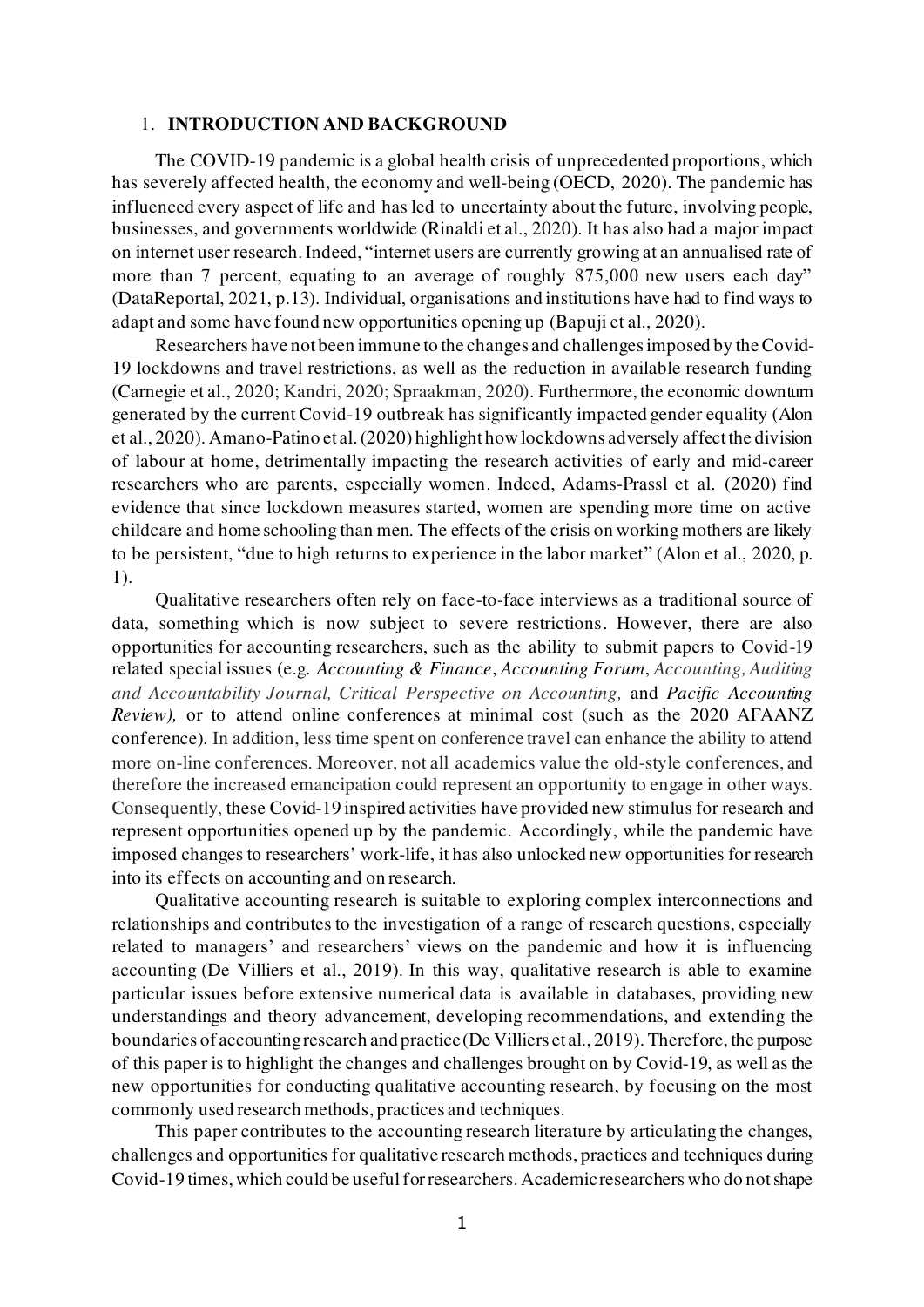## 1. INTRODUCTION AND BACKGROUND

The COVID-19 pandemic is a global health crisis of unprecedented proportions, which has severely affected health, the economy and well-being (OECD, 2020). The pandemic has influenced every aspect of life and has led to uncertainty about the future, involving people, businesses, and governments worldwide (Rinaldi et al., 2020). It has also had a major impact on internet user research. Indeed, "internet users are currently growing at an annualised rate of more than 7 percent, equating to an average of roughly 875,000 new users each day" (DataReportal, 2021, p.13). Individual, organisations and institutions have had to find ways to adapt and some have found new opportunities opening up (Bapuji et al., 2020).

Researchers have not been immune to the changes and challenges imposed by the Covid-19 lockdowns and travel restrictions, as well as the reduction in available research funding (Carnegie et al., 2020; Kandri, 2020; Spraakman, 2020). Furthermore, the economic downturn generated by the current Covid-19 outbreak has significantly impacted gender equality (Alon et al., 2020). Amano-Patino et al. (2020) highlight how lockdowns adversely affect the division of labour at home, detrimentally impacting the research activities of early and mid-career researchers who are parents, especially women. Indeed, Adams-Prassl et al. (2020) find evidence that since lockdown measures started, women are spending more time on active childcare and home schooling than men. The effects of the crisis on working mothers are likely to be persistent, "due to high returns to experience in the labor market" (Alon et al., 2020, p. 1).

Qualitative researchers often rely on face-to-face interviews as a traditional source of data, something which is now subject to severe restrictions. However, there are also opportunities for accounting researchers, such as the ability to submit papers to Covid-19 related special issues (e.g. *Accounting & Finance*, *Accounting Forum*, *Accounting, Auditing and Accountability Journal, Critical Perspective on Accounting,* and *Pacific Accounting Review),* or to attend online conferences at minimal cost (such as the 2020 AFAANZ conference). In addition, less time spent on conference travel can enhance the ability to attend more on-line conferences. Moreover, not all academics value the old-style conferences, and therefore the increased emancipation could represent an opportunity to engage in other ways. Consequently, these Covid-19 inspired activities have provided new stimulus for research and represent opportunities opened up by the pandemic. Accordingly, while the pandemic have imposed changes to researchers' work-life, it has also unlocked new opportunities for research into its effects on accounting and on research.

Qualitative accounting research is suitable to exploring complex interconnections and relationships and contributes to the investigation of a range of research questions, especially related to managers' and researchers' views on the pandemic and how it is influencing accounting (De Villiers et al., 2019). In this way, qualitative research is able to examine particular issues before extensive numerical data is available in databases, providing new understandings and theory advancement, developing recommendations, and extending the boundaries of accounting research and practice (De Villiers et al., 2019). Therefore, the purpose of this paper is to highlight the changes and challenges brought on by Covid-19, as well as the new opportunities for conducting qualitative accounting research, by focusing on the most commonly used research methods, practices and techniques.

This paper contributes to the accounting research literature by articulating the changes, challenges and opportunities for qualitative research methods, practices and techniques during Covid-19 times, which could be useful for researchers. Academic researchers who do not shape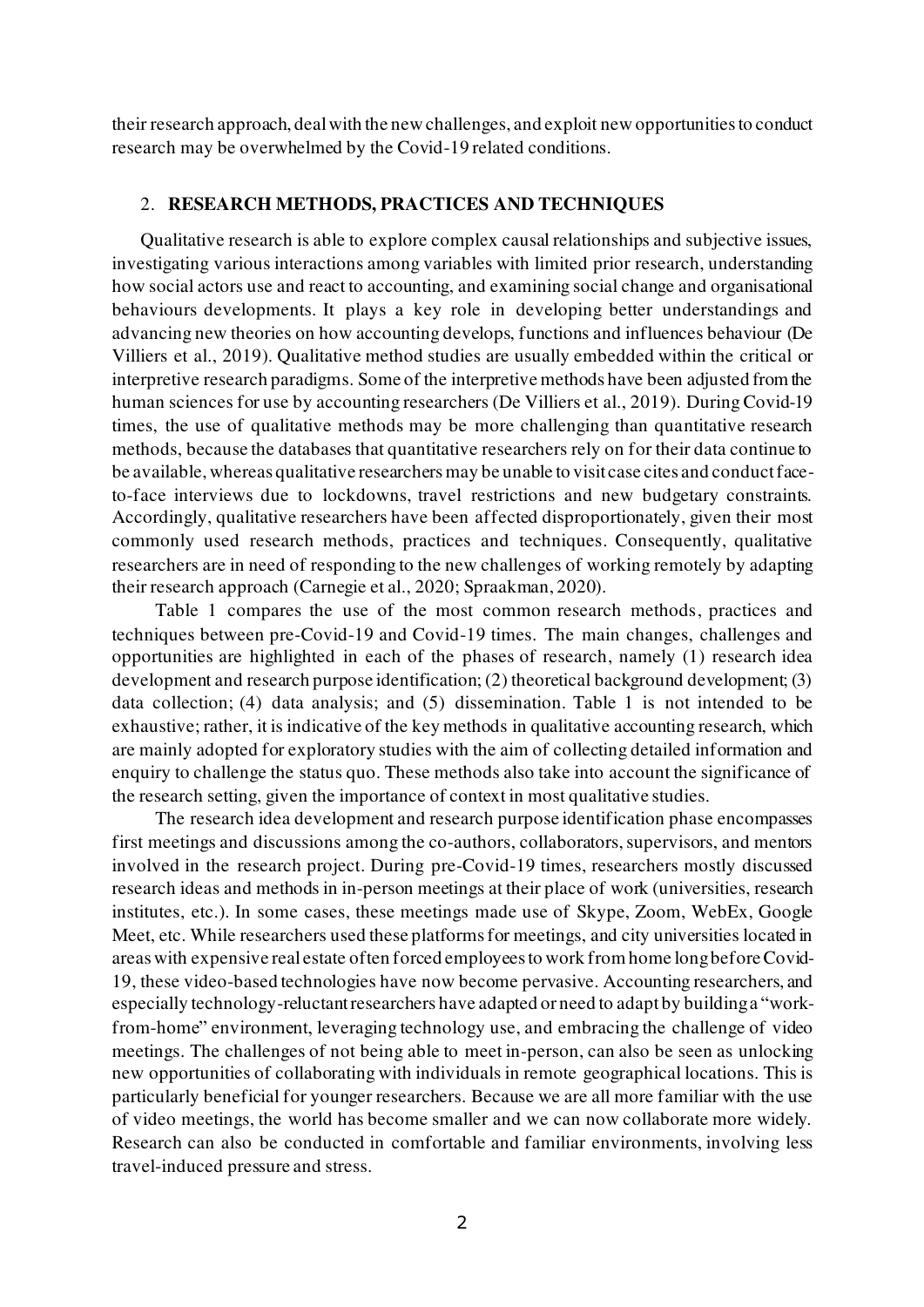their research approach, deal with the new challenges, and exploit new opportunities to conduct research may be overwhelmed by the Covid-19 related conditions.

## 2. RESEARCH METHODS, PRACTICES AND TECHNIQUES

Qualitative research is able to explore complex causal relationships and subjective issues, investigating various interactions among variables with limited prior research, understanding how social actors use and react to accounting, and examining social change and organisational behaviours developments. It plays a key role in developing better understandings and advancing new theories on how accounting develops, functions and influences behaviour (De Villiers et al., 2019). Qualitative method studies are usually embedded within the critical or interpretive research paradigms. Some of the interpretive methods have been adjusted from the human sciences for use by accounting researchers (De Villiers et al., 2019). During Covid-19 times, the use of qualitative methods may be more challenging than quantitative research methods, because the databases that quantitative researchers rely on for their data continue to be available, whereas qualitative researchers may be unable to visit case cites and conduct face-to-face interviews due to lockdowns, travel restrictions and new budgetary constraints. Accordingly, qualitative researchers have been affected disproportionately, given their most commonly used research methods, practices and techniques. Consequently, qualitative researchers are in need of responding to the new challenges of working remotely by adapting their research approach (Carnegie et al., 2020; Spraakman, 2020).

Table 1 compares the use of the most common research methods, practices and techniques between pre-Covid-19 and Covid-19 times. The main changes, challenges and opportunities are highlighted in each of the phases of research, namely (1) research idea development and research purpose identification; (2) theoretical background development; (3) data collection; (4) data analysis; and (5) dissemination. Table 1 is not intended to be exhaustive; rather, it is indicative of the key methods in qualitative accounting research, which are mainly adopted for exploratory studies with the aim of collecting detailed information and enquiry to challenge the status quo. These methods also take into account the significance of the research setting, given the importance of context in most qualitative studies.

The research idea development and research purpose identification phase encompasses first meetings and discussions among the co-authors, collaborators, supervisors, and mentors involved in the research project. During pre-Covid-19 times, researchers mostly discussed research ideas and methods in in-person meetings at their place of work (universities, research institutes, etc.). In some cases, these meetings made use of Skype, Zoom, WebEx, Google Meet, etc. While researchers used these platforms for meetings, and city universities located in areas with expensive real estate often forced employees to work from home long before Covid-19, these video-based technologies have now become pervasive. Accounting researchers, and especially technology-reluctant researchers have adapted or need to adapt by building a "work-from-home" environment, leveraging technology use, and embracing the challenge of video meetings. The challenges of not being able to meet in-person, can also be seen as unlocking new opportunities of collaborating with individuals in remote geographical locations. This is particularly beneficial for younger researchers. Because we are all more familiar with the use of video meetings, the world has become smaller and we can now collaborate more widely. Research can also be conducted in comfortable and familiar environments, involving less travel-induced pressure and stress.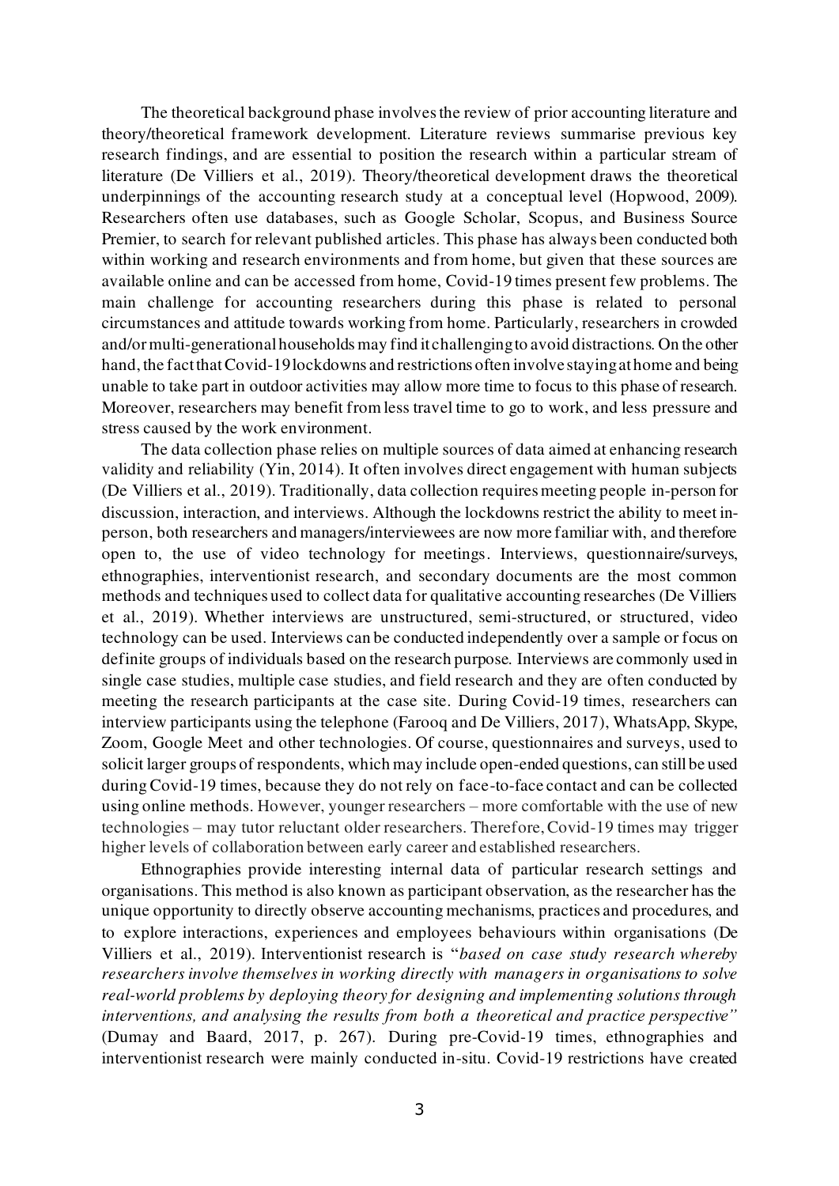The theoretical background phase involves the review of prior accounting literature and theory/theoretical framework development. Literature reviews summarise previous key research findings, and are essential to position the research within a particular stream of literature (De Villiers et al., 2019). Theory/theoretical development draws the theoretical underpinnings of the accounting research study at a conceptual level (Hopwood, 2009). Researchers often use databases, such as Google Scholar, Scopus, and Business Source Premier, to search for relevant published articles. This phase has always been conducted both within working and research environments and from home, but given that these sources are available online and can be accessed from home, Covid-19 times present few problems. The main challenge for accounting researchers during this phase is related to personal circumstances and attitude towards working from home. Particularly, researchers in crowded and/or multi-generational households may find it challenging to avoid distractions. On the other hand, the fact that Covid-19 lockdowns and restrictions often involve staying at home and being unable to take part in outdoor activities may allow more time to focus to this phase of research. Moreover, researchers may benefit from less travel time to go to work, and less pressure and stress caused by the work environment.

The data collection phase relies on multiple sources of data aimed at enhancing research validity and reliability (Yin, 2014). It often involves direct engagement with human subjects (De Villiers et al., 2019). Traditionally, data collection requires meeting people in-person for discussion, interaction, and interviews. Although the lockdowns restrict the ability to meet in-person, both researchers and managers/interviewees are now more familiar with, and therefore open to, the use of video technology for meetings. Interviews, questionnaire/surveys, ethnographies, interventionist research, and secondary documents are the most common methods and techniques used to collect data for qualitative accounting researches (De Villiers et al., 2019). Whether interviews are unstructured, semi-structured, or structured, video technology can be used. Interviews can be conducted independently over a sample or focus on definite groups of individuals based on the research purpose. Interviews are commonly used in single case studies, multiple case studies, and field research and they are often conducted by meeting the research participants at the case site. During Covid-19 times, researchers can interview participants using the telephone (Farooq and De Villiers, 2017), WhatsApp, Skype, Zoom, Google Meet and other technologies. Of course, questionnaires and surveys, used to solicit larger groups of respondents, which may include open-ended questions, can still be used during Covid-19 times, because they do not rely on face-to-face contact and can be collected using online methods. However, younger researchers – more comfortable with the use of new technologies – may tutor reluctant older researchers. Therefore, Covid-19 times may trigger higher levels of collaboration between early career and established researchers.

Ethnographies provide interesting internal data of particular research settings and organisations. This method is also known as participant observation, as the researcher has the unique opportunity to directly observe accounting mechanisms, practices and procedures, and to explore interactions, experiences and employees behaviours within organisations (De Villiers et al., 2019). Interventionist research is "*based on case study research whereby researchers involve themselves in working directly with managers in organisations to solve real-world problems by deploying theory for designing and implementing solutions through interventions, and analysing the results from both a theoretical and practice perspective*" (Dumay and Baard, 2017, p. 267). During pre-Covid-19 times, ethnographies and interventionist research were mainly conducted in-situ. Covid-19 restrictions have created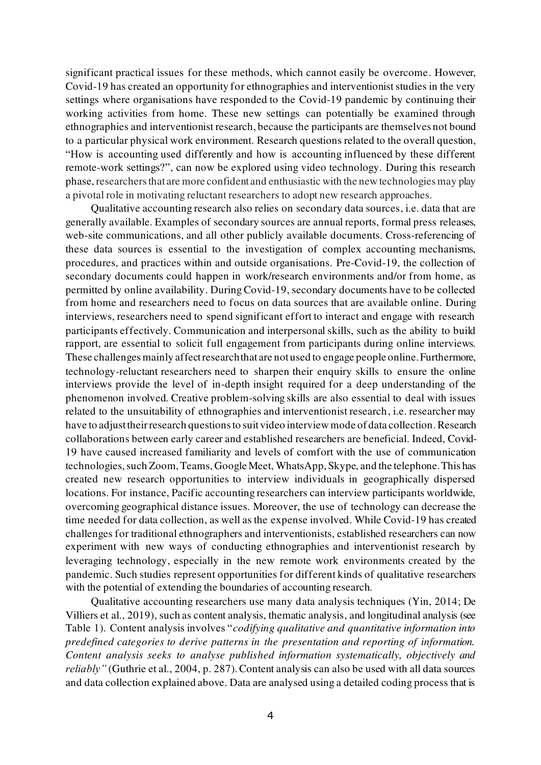significant practical issues for these methods, which cannot easily be overcome. However, Covid-19 has created an opportunity for ethnographies and interventionist studies in the very settings where organisations have responded to the Covid-19 pandemic by continuing their working activities from home. These new settings can potentially be examined through ethnographies and interventionist research, because the participants are themselves not bound to a particular physical work environment. Research questions related to the overall question, "How is accounting used differently and how is accounting influenced by these different remote-work settings?", can now be explored using video technology. During this research phase, researchers that are more confident and enthusiastic with the new technologies may play a pivotal role in motivating reluctant researchers to adopt new research approaches.

Qualitative accounting research also relies on secondary data sources, i.e. data that are generally available. Examples of secondary sources are annual reports, formal press releases, web-site communications, and all other publicly available documents. Cross-referencing of these data sources is essential to the investigation of complex accounting mechanisms, procedures, and practices within and outside organisations. Pre-Covid-19, the collection of secondary documents could happen in work/research environments and/or from home, as permitted by online availability. During Covid-19, secondary documents have to be collected from home and researchers need to focus on data sources that are available online. During interviews, researchers need to spend significant effort to interact and engage with research participants effectively. Communication and interpersonal skills, such as the ability to build rapport, are essential to solicit full engagement from participants during online interviews. These challenges mainly affect research that are not used to engage people online. Furthermore, technology-reluctant researchers need to sharpen their enquiry skills to ensure the online interviews provide the level of in-depth insight required for a deep understanding of the phenomenon involved. Creative problem-solving skills are also essential to deal with issues related to the unsuitability of ethnographies and interventionist research, i.e. researcher may have to adjust their research questions to suit video interview mode of data collection. Research collaborations between early career and established researchers are beneficial. Indeed, Covid-19 have caused increased familiarity and levels of comfort with the use of communication technologies, such Zoom, Teams, Google Meet, WhatsApp, Skype, and the telephone. This has created new research opportunities to interview individuals in geographically dispersed locations. For instance, Pacific accounting researchers can interview participants worldwide, overcoming geographical distance issues. Moreover, the use of technology can decrease the time needed for data collection, as well as the expense involved. While Covid-19 has created challenges for traditional ethnographers and interventionists, established researchers can now experiment with new ways of conducting ethnographies and interventionist research by leveraging technology, especially in the new remote work environments created by the pandemic. Such studies represent opportunities for different kinds of qualitative researchers with the potential of extending the boundaries of accounting research.

Qualitative accounting researchers use many data analysis techniques (Yin, 2014; De Villiers et al., 2019), such as content analysis, thematic analysis, and longitudinal analysis (see Table 1). Content analysis involves "*codifying qualitative and quantitative information into predefined categories to derive patterns in the presentation and reporting of information. Content analysis seeks to analyse published information systematically, objectively and reliably*" (Guthrie et al., 2004, p. 287). Content analysis can also be used with all data sources and data collection explained above. Data are analysed using a detailed coding process that is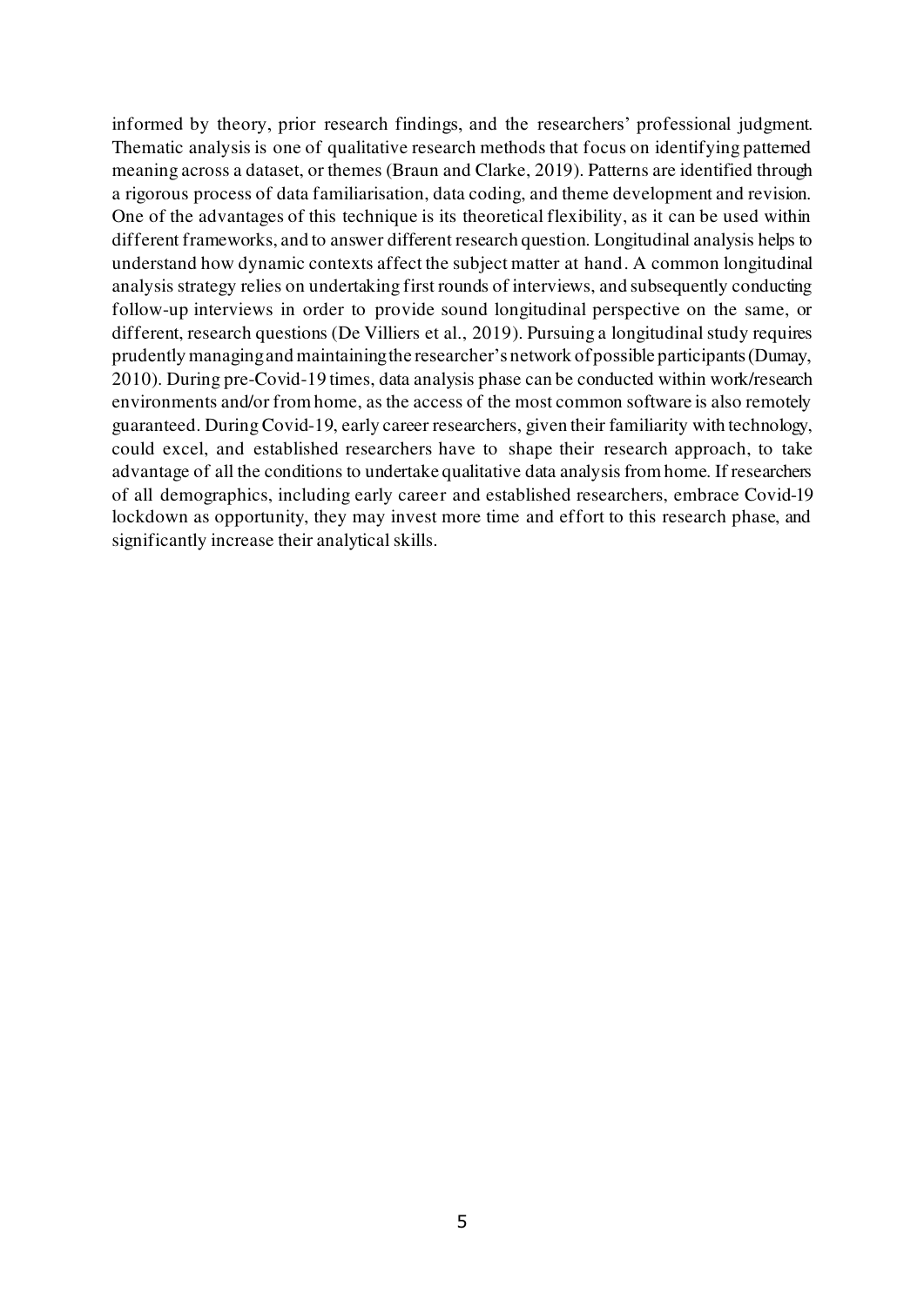informed by theory, prior research findings, and the researchers' professional judgment. Thematic analysis is one of qualitative research methods that focus on identifying patterned meaning across a dataset, or themes (Braun and Clarke, 2019). Patterns are identified through a rigorous process of data familiarisation, data coding, and theme development and revision. One of the advantages of this technique is its theoretical flexibility, as it can be used within different frameworks, and to answer different research question. Longitudinal analysis helps to understand how dynamic contexts affect the subject matter at hand. A common longitudinal analysis strategy relies on undertaking first rounds of interviews, and subsequently conducting follow-up interviews in order to provide sound longitudinal perspective on the same, or different, research questions (De Villiers et al., 2019). Pursuing a longitudinal study requires prudently managing and maintaining the researcher's network of possible participants (Dumay, 2010). During pre-Covid-19 times, data analysis phase can be conducted within work/research environments and/or from home, as the access of the most common software is also remotely guaranteed. During Covid-19, early career researchers, given their familiarity with technology, could excel, and established researchers have to shape their research approach, to take advantage of all the conditions to undertake qualitative data analysis from home. If researchers of all demographics, including early career and established researchers, embrace Covid-19 lockdown as opportunity, they may invest more time and effort to this research phase, and significantly increase their analytical skills.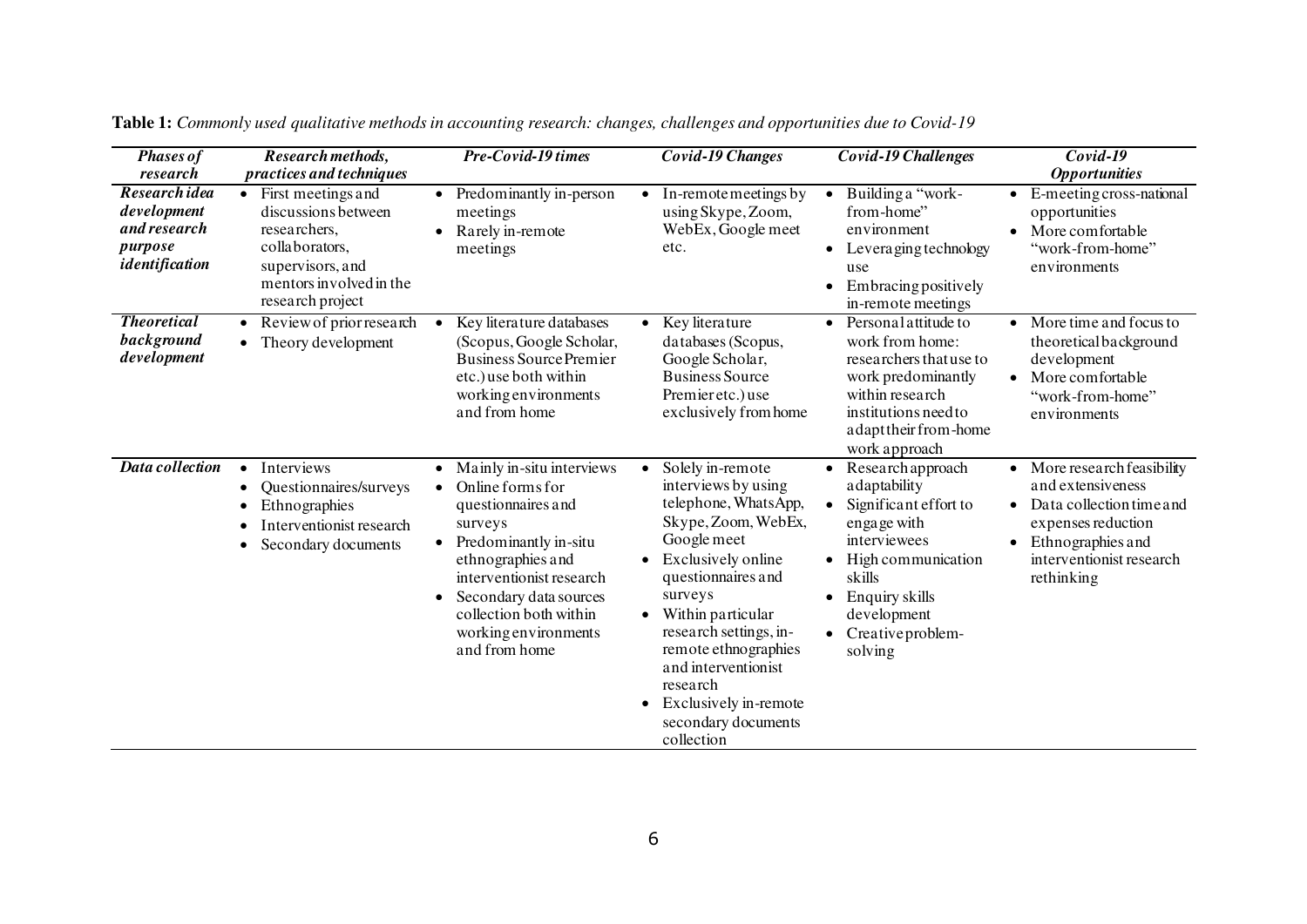**Table 1:** *Commonly used qualitative methods in accounting research: changes, challenges and opportunities due to Covid-19*

| *Phases of research* | *Research methods, practices and techniques* | *Pre-Covid-19 times* | *Covid-19 Changes* | *Covid-19 Challenges* | *Covid-19 Opportunities* |
|---|---|---|---|---|---|
| ***Research idea development and research purpose identification*** | • First meetings and discussions between researchers, collaborators, supervisors, and mentors involved in the research project | • Predominantly in-person meetings<br>• Rarely in-remote meetings | • In-remote meetings by using Skype, Zoom, WebEx, Google meet etc. | • Building a "work-from-home" environment<br>• Leveraging technology use<br>• Embracing positively in-remote meetings | • E-meeting cross-national opportunities<br>• More comfortable "work-from-home" environments |
| ***Theoretical background development*** | • Review of prior research<br>• Theory development | • Key literature databases (Scopus, Google Scholar, Business Source Premier etc.) use both within working environments and from home | • Key literature databases (Scopus, Google Scholar, Business Source Premier etc.) use exclusively from home | • Personal attitude to work from home: researchers that use to work predominantly within research institutions need to adapt their from-home work approach | • More time and focus to theoretical background development<br>• More comfortable "work-from-home" environments |
| ***Data collection*** | • Interviews<br>• Questionnaires/surveys<br>• Ethnographies<br>• Interventionist research<br>• Secondary documents | • Mainly in-situ interviews<br>• Online forms for questionnaires and surveys<br>• Predominantly in-situ ethnographies and interventionist research<br>• Secondary data sources collection both within working environments and from home | • Solely in-remote interviews by using telephone, WhatsApp, Skype, Zoom, WebEx, Google meet<br>• Exclusively online questionnaires and surveys<br>• Within particular research settings, in-remote ethnographies and interventionist research<br>• Exclusively in-remote secondary documents collection | • Research approach adaptability<br>• Significant effort to engage with interviewees<br>• High communication skills<br>• Enquiry skills development<br>• Creative problem-solving | • More research feasibility and extensiveness<br>• Data collection time and expenses reduction<br>• Ethnographies and interventionist research rethinking |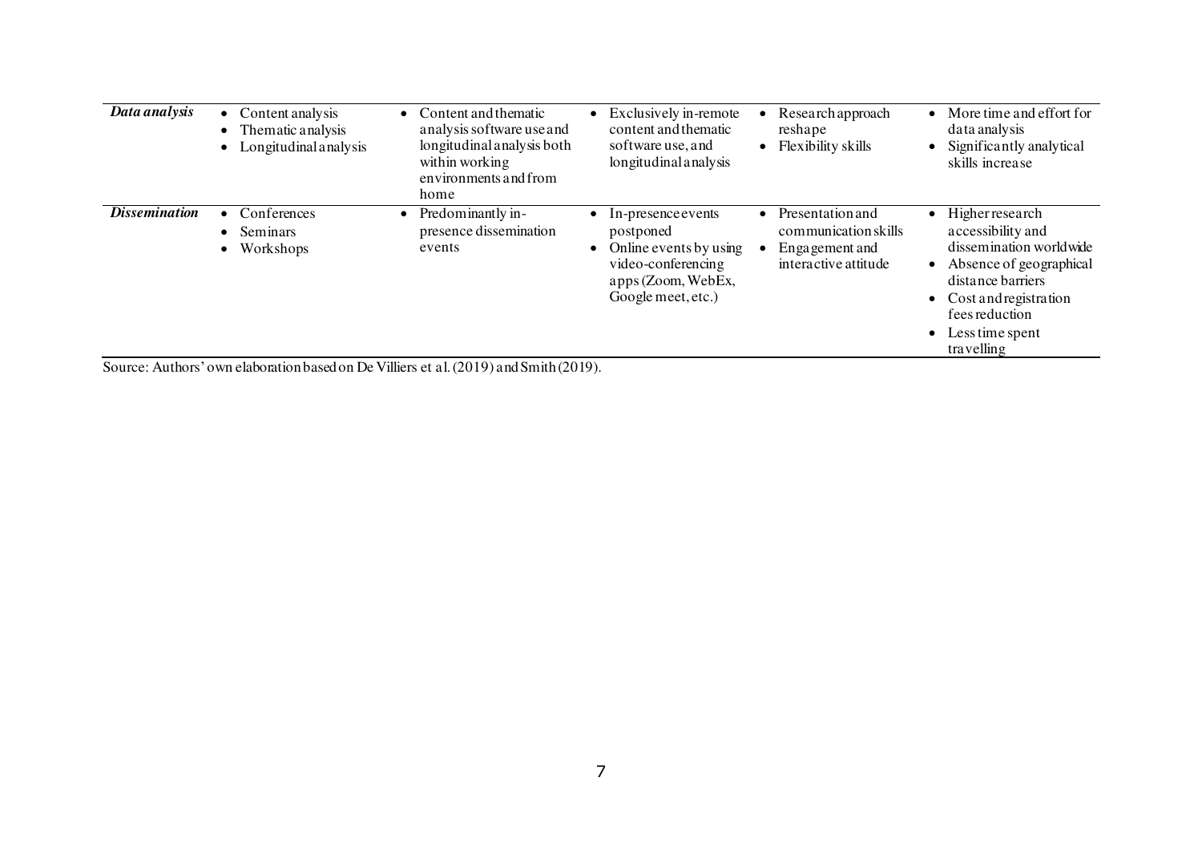| | | | | | |
|---|---|---|---|---|---|
| ***Data analysis*** | • Content analysis<br>• Thematic analysis<br>• Longitudinal analysis | • Content and thematic analysis software use and longitudinal analysis both within working environments and from home | • Exclusively in-remote content and thematic software use, and longitudinal analysis | • Research approach reshape<br>• Flexibility skills | • More time and effort for data analysis<br>• Significantly analytical skills increase |
| ***Dissemination*** | • Conferences<br>• Seminars<br>• Workshops | • Predominantly in-presence dissemination events | • In-presence events postponed<br>• Online events by using video-conferencing apps (Zoom, WebEx, Google meet, etc.) | • Presentation and communication skills<br>• Engagement and interactive attitude | • Higher research accessibility and dissemination worldwide<br>• Absence of geographical distance barriers<br>• Cost and registration fees reduction<br>• Less time spent travelling |

Source: Authors' own elaboration based on De Villiers et al. (2019) and Smith (2019).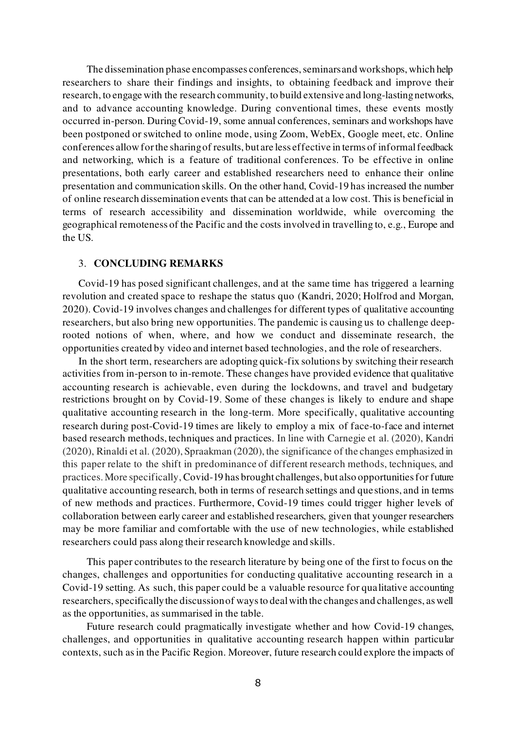The dissemination phase encompasses conferences, seminars and workshops, which help researchers to share their findings and insights, to obtaining feedback and improve their research, to engage with the research community, to build extensive and long-lasting networks, and to advance accounting knowledge. During conventional times, these events mostly occurred in-person. During Covid-19, some annual conferences, seminars and workshops have been postponed or switched to online mode, using Zoom, WebEx, Google meet, etc. Online conferences allow for the sharing of results, but are less effective in terms of informal feedback and networking, which is a feature of traditional conferences. To be effective in online presentations, both early career and established researchers need to enhance their online presentation and communication skills. On the other hand, Covid-19 has increased the number of online research dissemination events that can be attended at a low cost. This is beneficial in terms of research accessibility and dissemination worldwide, while overcoming the geographical remoteness of the Pacific and the costs involved in travelling to, e.g., Europe and the US.

## 3. CONCLUDING REMARKS

Covid-19 has posed significant challenges, and at the same time has triggered a learning revolution and created space to reshape the status quo (Kandri, 2020; Holfrod and Morgan, 2020). Covid-19 involves changes and challenges for different types of qualitative accounting researchers, but also bring new opportunities. The pandemic is causing us to challenge deep-rooted notions of when, where, and how we conduct and disseminate research, the opportunities created by video and internet based technologies, and the role of researchers.

In the short term, researchers are adopting quick-fix solutions by switching their research activities from in-person to in-remote. These changes have provided evidence that qualitative accounting research is achievable, even during the lockdowns, and travel and budgetary restrictions brought on by Covid-19. Some of these changes is likely to endure and shape qualitative accounting research in the long-term. More specifically, qualitative accounting research during post-Covid-19 times are likely to employ a mix of face-to-face and internet based research methods, techniques and practices. In line with Carnegie et al. (2020), Kandri (2020), Rinaldi et al. (2020), Spraakman (2020), the significance of the changes emphasized in this paper relate to the shift in predominance of different research methods, techniques, and practices. More specifically, Covid-19 has brought challenges, but also opportunities for future qualitative accounting research, both in terms of research settings and questions, and in terms of new methods and practices. Furthermore, Covid-19 times could trigger higher levels of collaboration between early career and established researchers, given that younger researchers may be more familiar and comfortable with the use of new technologies, while established researchers could pass along their research knowledge and skills.

This paper contributes to the research literature by being one of the first to focus on the changes, challenges and opportunities for conducting qualitative accounting research in a Covid-19 setting. As such, this paper could be a valuable resource for qualitative accounting researchers, specifically the discussion of ways to deal with the changes and challenges, as well as the opportunities, as summarised in the table.

Future research could pragmatically investigate whether and how Covid-19 changes, challenges, and opportunities in qualitative accounting research happen within particular contexts, such as in the Pacific Region. Moreover, future research could explore the impacts of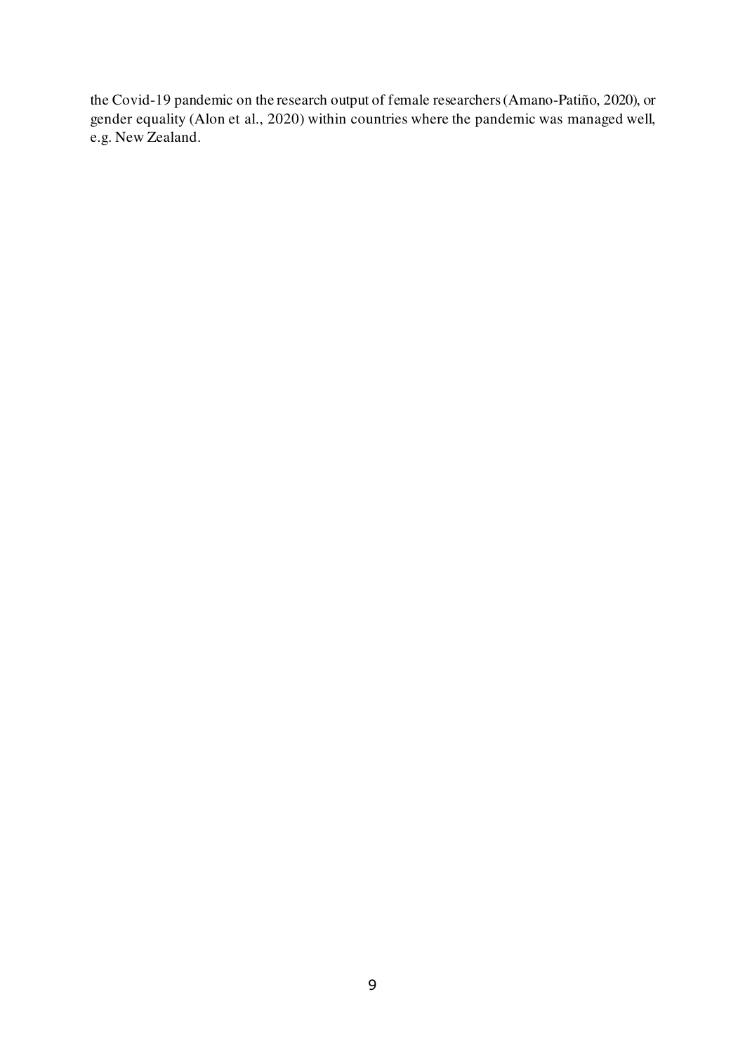the Covid-19 pandemic on the research output of female researchers (Amano-Patiño, 2020), or gender equality (Alon et al., 2020) within countries where the pandemic was managed well, e.g. New Zealand.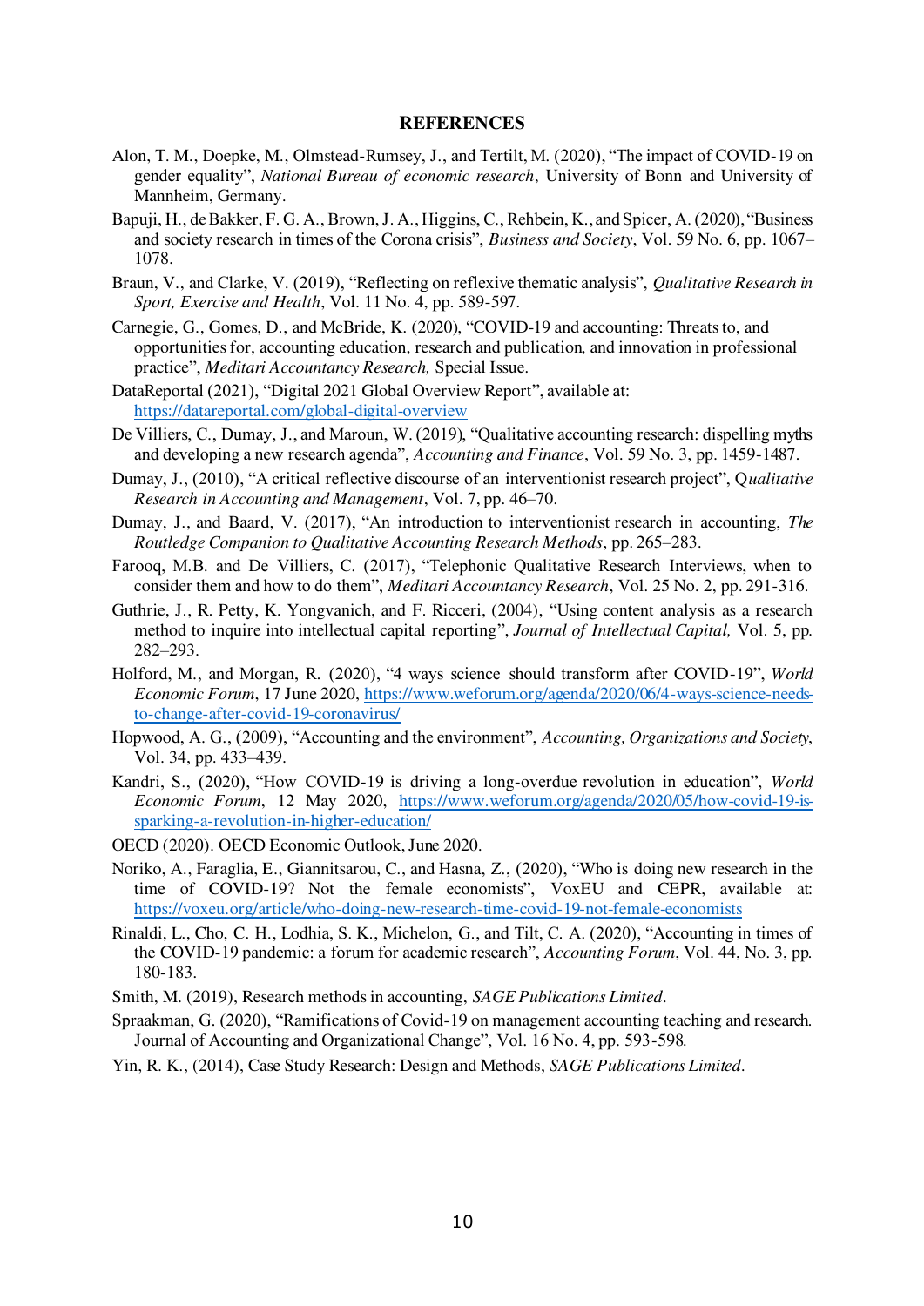## REFERENCES

Alon, T. M., Doepke, M., Olmstead-Rumsey, J., and Tertilt, M. (2020), "The impact of COVID-19 on gender equality", *National Bureau of economic research*, University of Bonn and University of Mannheim, Germany.

Bapuji, H., de Bakker, F. G. A., Brown, J. A., Higgins, C., Rehbein, K., and Spicer, A. (2020), "Business and society research in times of the Corona crisis", *Business and Society*, Vol. 59 No. 6, pp. 1067–1078.

Braun, V., and Clarke, V. (2019), "Reflecting on reflexive thematic analysis", *Qualitative Research in Sport, Exercise and Health*, Vol. 11 No. 4, pp. 589-597.

Carnegie, G., Gomes, D., and McBride, K. (2020), "COVID-19 and accounting: Threats to, and opportunities for, accounting education, research and publication, and innovation in professional practice", *Meditari Accountancy Research,* Special Issue.

DataReportal (2021), "Digital 2021 Global Overview Report", available at: https://datareportal.com/global-digital-overview

De Villiers, C., Dumay, J., and Maroun, W. (2019), "Qualitative accounting research: dispelling myths and developing a new research agenda", *Accounting and Finance*, Vol. 59 No. 3, pp. 1459-1487.

Dumay, J., (2010), "A critical reflective discourse of an interventionist research project", Q*ualitative Research in Accounting and Management*, Vol. 7, pp. 46–70.

Dumay, J., and Baard, V. (2017), "An introduction to interventionist research in accounting, *The Routledge Companion to Qualitative Accounting Research Methods*, pp. 265–283.

Farooq, M.B. and De Villiers, C. (2017), "Telephonic Qualitative Research Interviews, when to consider them and how to do them", *Meditari Accountancy Research*, Vol. 25 No. 2, pp. 291-316.

Guthrie, J., R. Petty, K. Yongvanich, and F. Ricceri, (2004), "Using content analysis as a research method to inquire into intellectual capital reporting", *Journal of Intellectual Capital,* Vol. 5, pp. 282–293.

Holford, M., and Morgan, R. (2020), "4 ways science should transform after COVID-19", *World Economic Forum*, 17 June 2020, https://www.weforum.org/agenda/2020/06/4-ways-science-needs-to-change-after-covid-19-coronavirus/

Hopwood, A. G., (2009), "Accounting and the environment", *Accounting, Organizations and Society*, Vol. 34, pp. 433–439.

Kandri, S., (2020), "How COVID-19 is driving a long-overdue revolution in education", *World Economic Forum*, 12 May 2020, https://www.weforum.org/agenda/2020/05/how-covid-19-is-sparking-a-revolution-in-higher-education/

OECD (2020). OECD Economic Outlook, June 2020.

Noriko, A., Faraglia, E., Giannitsarou, C., and Hasna, Z., (2020), "Who is doing new research in the time of COVID-19? Not the female economists", VoxEU and CEPR, available at: https://voxeu.org/article/who-doing-new-research-time-covid-19-not-female-economists

Rinaldi, L., Cho, C. H., Lodhia, S. K., Michelon, G., and Tilt, C. A. (2020), "Accounting in times of the COVID-19 pandemic: a forum for academic research", *Accounting Forum*, Vol. 44, No. 3, pp. 180-183.

Smith, M. (2019), Research methods in accounting, *SAGE Publications Limited*.

Spraakman, G. (2020), "Ramifications of Covid-19 on management accounting teaching and research. Journal of Accounting and Organizational Change", Vol. 16 No. 4, pp. 593-598.

Yin, R. K., (2014), Case Study Research: Design and Methods, *SAGE Publications Limited*.